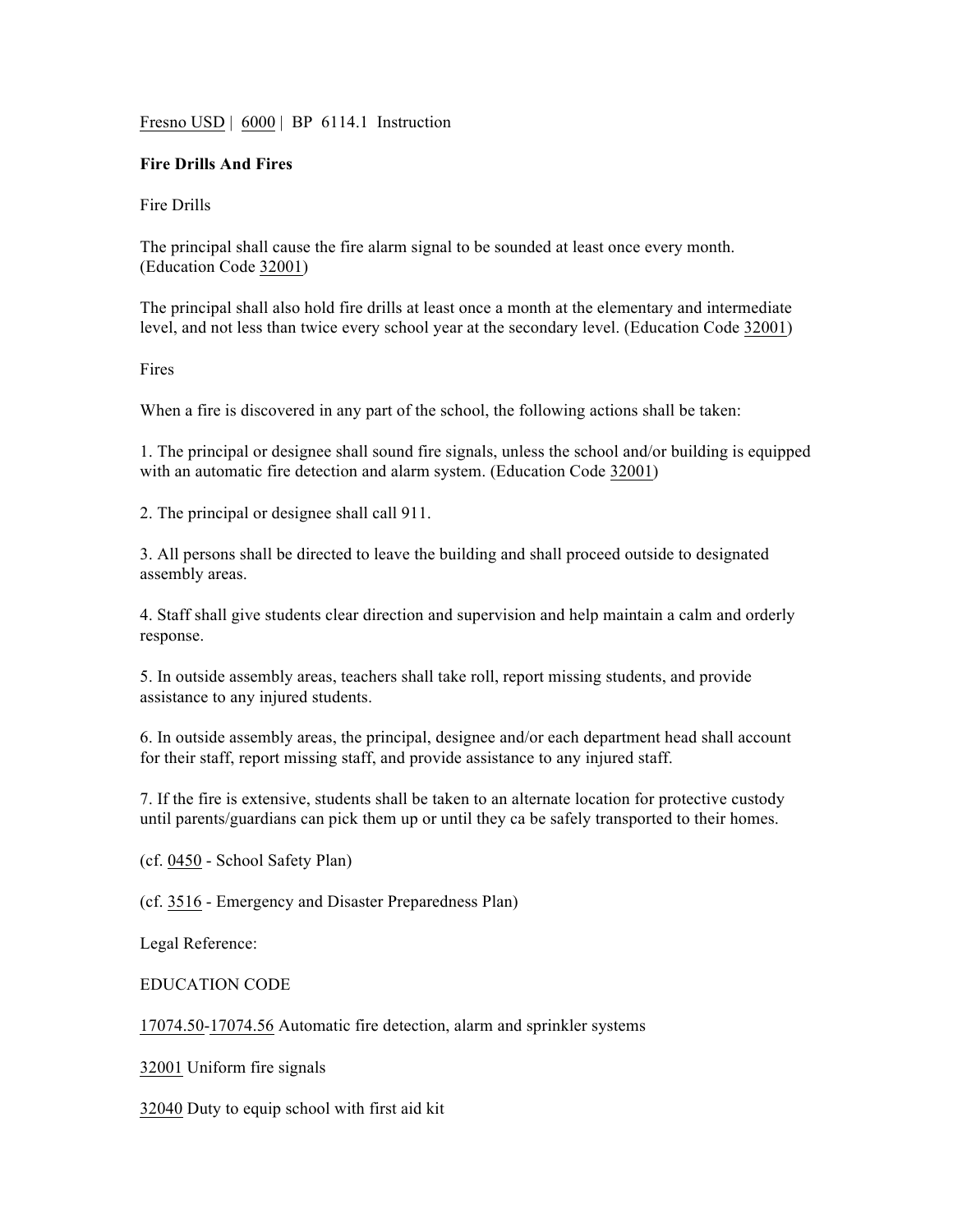Fresno USD | 6000 | BP 6114.1 Instruction

# Fire Drills And Fires

## Fire Drills

The principal shall cause the fire alarm signal to be sounded at least once every month. (Education Code 32001)

The principal shall also hold fire drills at least once a month at the elementary and intermediate level, and not less than twice every school year at the secondary level. (Education Code 32001)

## Fires

When a fire is discovered in any part of the school, the following actions shall be taken:

1. The principal or designee shall sound fire signals, unless the school and/or building is equipped with an automatic fire detection and alarm system. (Education Code 32001)

2. The principal or designee shall call 911.

3. All persons shall be directed to leave the building and shall proceed outside to designated assembly areas.

4. Staff shall give students clear direction and supervision and help maintain a calm and orderly response.

5. In outside assembly areas, teachers shall take roll, report missing students, and provide assistance to any injured students.

6. In outside assembly areas, the principal, designee and/or each department head shall account for their staff, report missing staff, and provide assistance to any injured staff.

7. If the fire is extensive, students shall be taken to an alternate location for protective custody until parents/guardians can pick them up or until they ca be safely transported to their homes.

(cf. 0450 - School Safety Plan)

(cf. 3516 - Emergency and Disaster Preparedness Plan)

Legal Reference:

EDUCATION CODE

17074.50-17074.56 Automatic fire detection, alarm and sprinkler systems

32001 Uniform fire signals

32040 Duty to equip school with first aid kit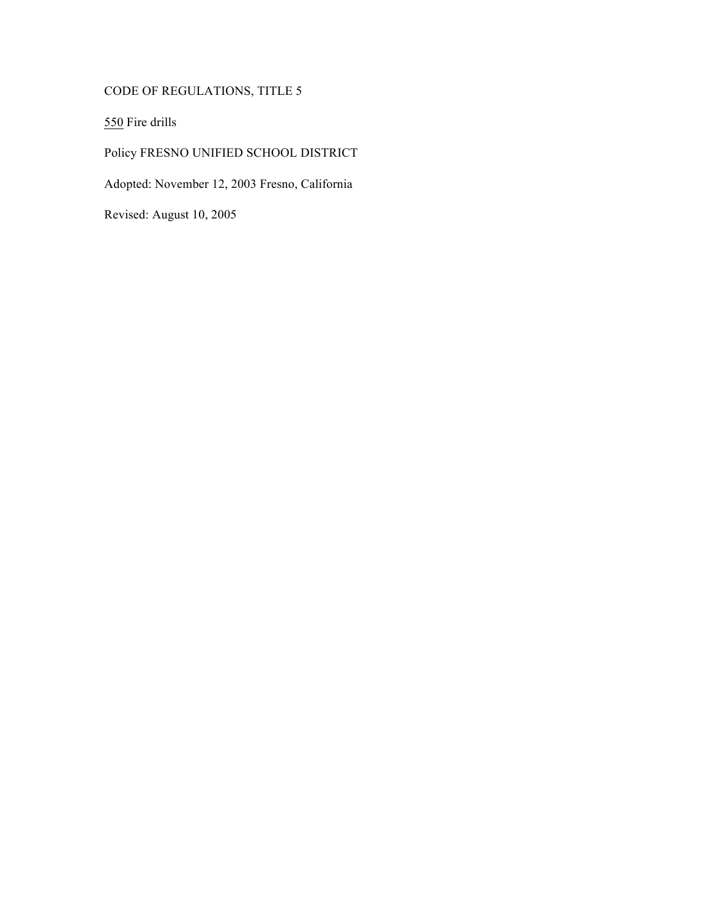CODE OF REGULATIONS, TITLE 5

550 Fire drills

Policy FRESNO UNIFIED SCHOOL DISTRICT

Adopted: November 12, 2003 Fresno, California

Revised: August 10, 2005